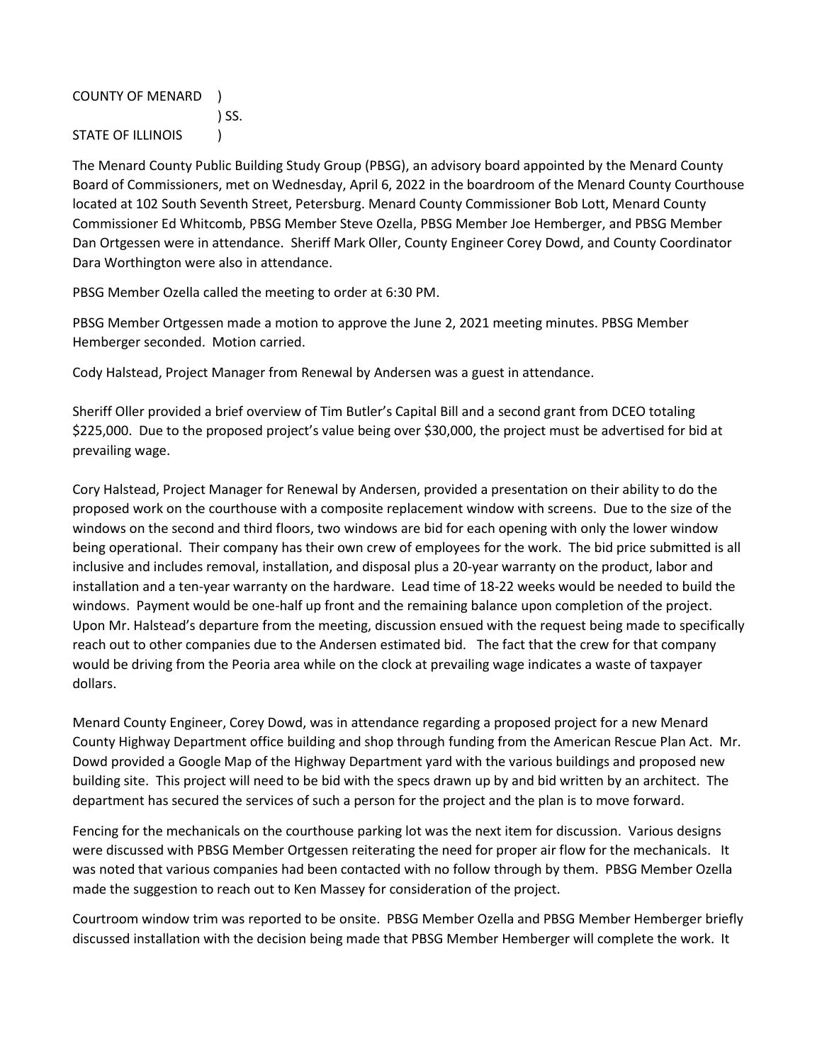COUNTY OF MENARD )
) SS.
STATE OF ILLINOIS )

The Menard County Public Building Study Group (PBSG), an advisory board appointed by the Menard County Board of Commissioners, met on Wednesday, April 6, 2022 in the boardroom of the Menard County Courthouse located at 102 South Seventh Street, Petersburg. Menard County Commissioner Bob Lott, Menard County Commissioner Ed Whitcomb, PBSG Member Steve Ozella, PBSG Member Joe Hemberger, and PBSG Member Dan Ortgessen were in attendance. Sheriff Mark Oller, County Engineer Corey Dowd, and County Coordinator Dara Worthington were also in attendance.

PBSG Member Ozella called the meeting to order at 6:30 PM.

PBSG Member Ortgessen made a motion to approve the June 2, 2021 meeting minutes. PBSG Member Hemberger seconded. Motion carried.

Cody Halstead, Project Manager from Renewal by Andersen was a guest in attendance.

Sheriff Oller provided a brief overview of Tim Butler's Capital Bill and a second grant from DCEO totaling $225,000. Due to the proposed project's value being over $30,000, the project must be advertised for bid at prevailing wage.

Cory Halstead, Project Manager for Renewal by Andersen, provided a presentation on their ability to do the proposed work on the courthouse with a composite replacement window with screens. Due to the size of the windows on the second and third floors, two windows are bid for each opening with only the lower window being operational. Their company has their own crew of employees for the work. The bid price submitted is all inclusive and includes removal, installation, and disposal plus a 20-year warranty on the product, labor and installation and a ten-year warranty on the hardware. Lead time of 18-22 weeks would be needed to build the windows. Payment would be one-half up front and the remaining balance upon completion of the project. Upon Mr. Halstead's departure from the meeting, discussion ensued with the request being made to specifically reach out to other companies due to the Andersen estimated bid. The fact that the crew for that company would be driving from the Peoria area while on the clock at prevailing wage indicates a waste of taxpayer dollars.

Menard County Engineer, Corey Dowd, was in attendance regarding a proposed project for a new Menard County Highway Department office building and shop through funding from the American Rescue Plan Act. Mr. Dowd provided a Google Map of the Highway Department yard with the various buildings and proposed new building site. This project will need to be bid with the specs drawn up by and bid written by an architect. The department has secured the services of such a person for the project and the plan is to move forward.

Fencing for the mechanicals on the courthouse parking lot was the next item for discussion. Various designs were discussed with PBSG Member Ortgessen reiterating the need for proper air flow for the mechanicals. It was noted that various companies had been contacted with no follow through by them. PBSG Member Ozella made the suggestion to reach out to Ken Massey for consideration of the project.

Courtroom window trim was reported to be onsite. PBSG Member Ozella and PBSG Member Hemberger briefly discussed installation with the decision being made that PBSG Member Hemberger will complete the work. It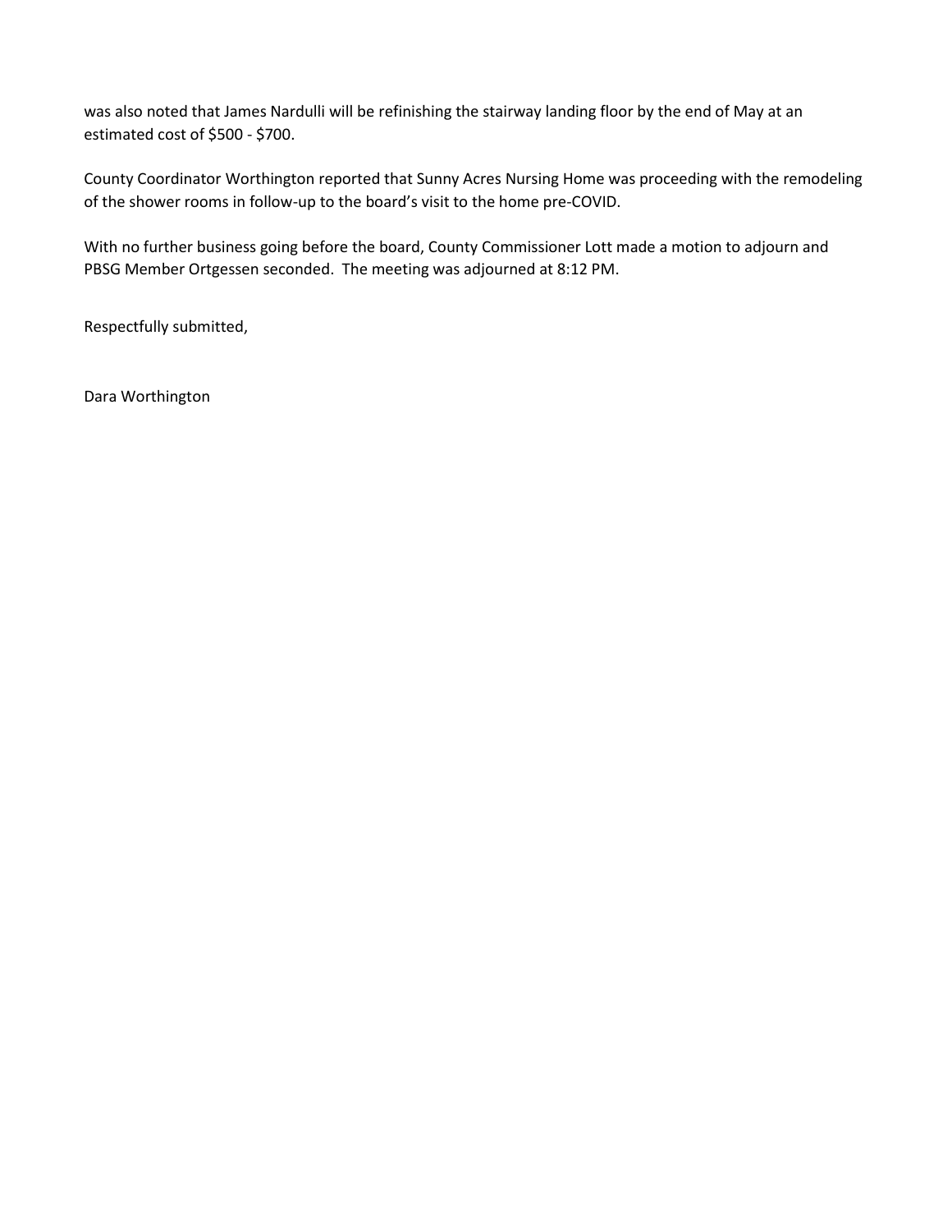was also noted that James Nardulli will be refinishing the stairway landing floor by the end of May at an estimated cost of $500 - $700.

County Coordinator Worthington reported that Sunny Acres Nursing Home was proceeding with the remodeling of the shower rooms in follow-up to the board's visit to the home pre-COVID.

With no further business going before the board, County Commissioner Lott made a motion to adjourn and PBSG Member Ortgessen seconded. The meeting was adjourned at 8:12 PM.

Respectfully submitted,

Dara Worthington